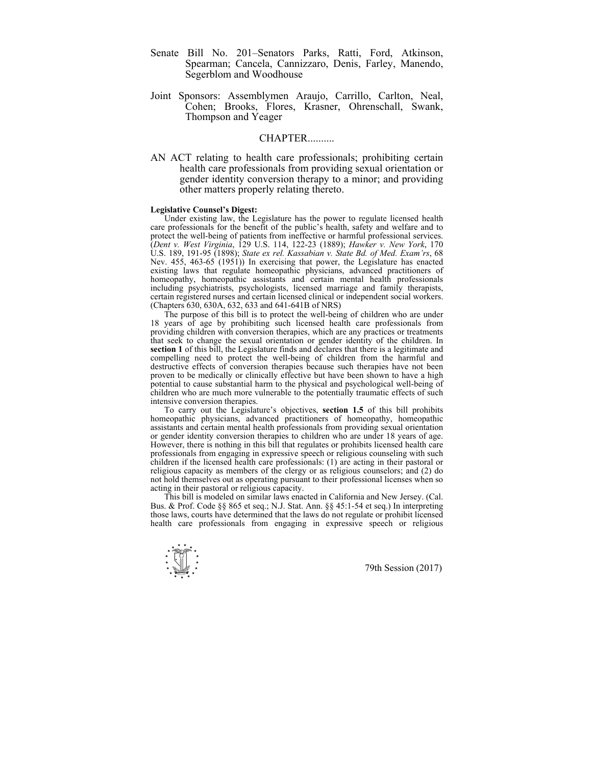Senate Bill No. 201–Senators Parks, Ratti, Ford, Atkinson, Spearman; Cancela, Cannizzaro, Denis, Farley, Manendo, Segerblom and Woodhouse

Joint Sponsors: Assemblymen Araujo, Carrillo, Carlton, Neal, Cohen; Brooks, Flores, Krasner, Ohrenschall, Swank, Thompson and Yeager

CHAPTER..........

AN ACT relating to health care professionals; prohibiting certain health care professionals from providing sexual orientation or gender identity conversion therapy to a minor; and providing other matters properly relating thereto.

**Legislative Counsel's Digest:**

Under existing law, the Legislature has the power to regulate licensed health care professionals for the benefit of the public's health, safety and welfare and to protect the well-being of patients from ineffective or harmful professional services. (*Dent v. West Virginia*, 129 U.S. 114, 122-23 (1889); *Hawker v. New York*, 170 U.S. 189, 191-95 (1898); *State ex rel. Kassabian v. State Bd. of Med. Exam'rs*, 68 Nev. 455, 463-65 (1951)) In exercising that power, the Legislature has enacted existing laws that regulate homeopathic physicians, advanced practitioners of homeopathy, homeopathic assistants and certain mental health professionals including psychiatrists, psychologists, licensed marriage and family therapists, certain registered nurses and certain licensed clinical or independent social workers. (Chapters 630, 630A, 632, 633 and 641-641B of NRS)

The purpose of this bill is to protect the well-being of children who are under 18 years of age by prohibiting such licensed health care professionals from providing children with conversion therapies, which are any practices or treatments that seek to change the sexual orientation or gender identity of the children. In **section 1** of this bill, the Legislature finds and declares that there is a legitimate and compelling need to protect the well-being of children from the harmful and destructive effects of conversion therapies because such therapies have not been proven to be medically or clinically effective but have been shown to have a high potential to cause substantial harm to the physical and psychological well-being of children who are much more vulnerable to the potentially traumatic effects of such intensive conversion therapies.

To carry out the Legislature's objectives, **section 1.5** of this bill prohibits homeopathic physicians, advanced practitioners of homeopathy, homeopathic assistants and certain mental health professionals from providing sexual orientation or gender identity conversion therapies to children who are under 18 years of age. However, there is nothing in this bill that regulates or prohibits licensed health care professionals from engaging in expressive speech or religious counseling with such children if the licensed health care professionals: (1) are acting in their pastoral or religious capacity as members of the clergy or as religious counselors; and (2) do not hold themselves out as operating pursuant to their professional licenses when so acting in their pastoral or religious capacity.

This bill is modeled on similar laws enacted in California and New Jersey. (Cal. Bus. & Prof. Code §§ 865 et seq.; N.J. Stat. Ann. §§ 45:1-54 et seq.) In interpreting those laws, courts have determined that the laws do not regulate or prohibit licensed health care professionals from engaging in expressive speech or religious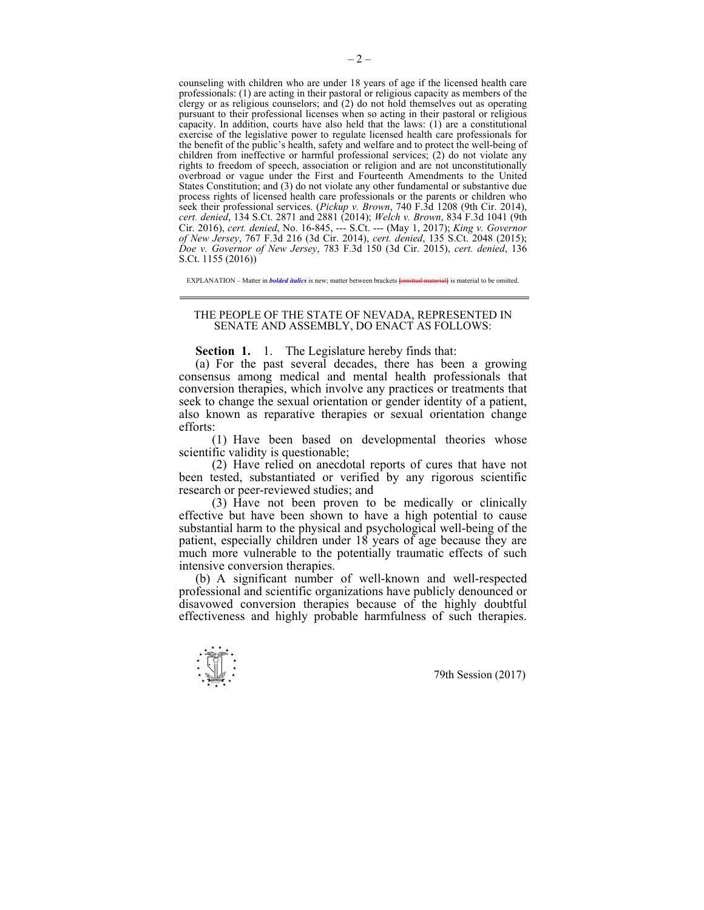counseling with children who are under 18 years of age if the licensed health care professionals: (1) are acting in their pastoral or religious capacity as members of the clergy or as religious counselors; and (2) do not hold themselves out as operating pursuant to their professional licenses when so acting in their pastoral or religious capacity. In addition, courts have also held that the laws: (1) are a constitutional exercise of the legislative power to regulate licensed health care professionals for the benefit of the public's health, safety and welfare and to protect the well-being of children from ineffective or harmful professional services; (2) do not violate any rights to freedom of speech, association or religion and are not unconstitutionally overbroad or vague under the First and Fourteenth Amendments to the United States Constitution; and (3) do not violate any other fundamental or substantive due process rights of licensed health care professionals or the parents or children who seek their professional services. (*Pickup v. Brown*, 740 F.3d 1208 (9th Cir. 2014), *cert. denied*, 134 S.Ct. 2871 and 2881 (2014); *Welch v. Brown*, 834 F.3d 1041 (9th Cir. 2016), *cert. denied*, No. 16-845, --- S.Ct. --- (May 1, 2017); *King v. Governor of New Jersey*, 767 F.3d 216 (3d Cir. 2014), *cert. denied*, 135 S.Ct. 2048 (2015); *Doe v. Governor of New Jersey*, 783 F.3d 150 (3d Cir. 2015), *cert. denied*, 136 S.Ct. 1155 (2016))

EXPLANATION – Matter in ***bolded italics*** is new; matter between brackets [~~omitted material~~] is material to be omitted.

---

THE PEOPLE OF THE STATE OF NEVADA, REPRESENTED IN SENATE AND ASSEMBLY, DO ENACT AS FOLLOWS:

**Section 1.** 1. The Legislature hereby finds that:

(a) For the past several decades, there has been a growing consensus among medical and mental health professionals that conversion therapies, which involve any practices or treatments that seek to change the sexual orientation or gender identity of a patient, also known as reparative therapies or sexual orientation change efforts:

(1) Have been based on developmental theories whose scientific validity is questionable;

(2) Have relied on anecdotal reports of cures that have not been tested, substantiated or verified by any rigorous scientific research or peer-reviewed studies; and

(3) Have not been proven to be medically or clinically effective but have been shown to have a high potential to cause substantial harm to the physical and psychological well-being of the patient, especially children under 18 years of age because they are much more vulnerable to the potentially traumatic effects of such intensive conversion therapies.

(b) A significant number of well-known and well-respected professional and scientific organizations have publicly denounced or disavowed conversion therapies because of the highly doubtful effectiveness and highly probable harmfulness of such therapies.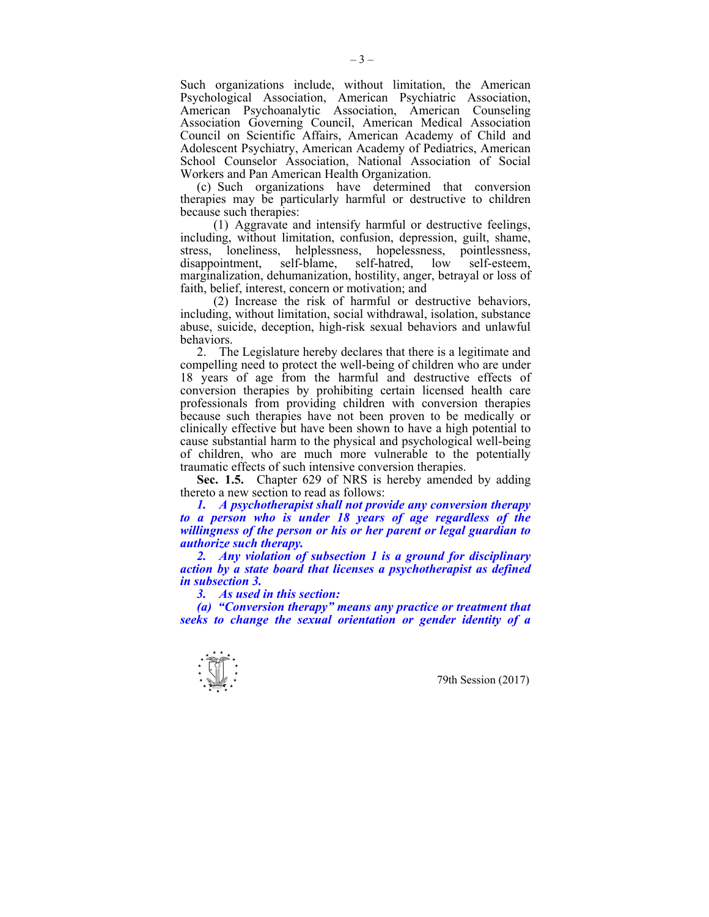Such organizations include, without limitation, the American Psychological Association, American Psychiatric Association, American Psychoanalytic Association, American Counseling Association Governing Council, American Medical Association Council on Scientific Affairs, American Academy of Child and Adolescent Psychiatry, American Academy of Pediatrics, American School Counselor Association, National Association of Social Workers and Pan American Health Organization.

(c) Such organizations have determined that conversion therapies may be particularly harmful or destructive to children because such therapies:

(1) Aggravate and intensify harmful or destructive feelings, including, without limitation, confusion, depression, guilt, shame, stress, loneliness, helplessness, hopelessness, pointlessness, disappointment, self-blame, self-hatred, low self-esteem, marginalization, dehumanization, hostility, anger, betrayal or loss of faith, belief, interest, concern or motivation; and

(2) Increase the risk of harmful or destructive behaviors, including, without limitation, social withdrawal, isolation, substance abuse, suicide, deception, high-risk sexual behaviors and unlawful behaviors.

2. The Legislature hereby declares that there is a legitimate and compelling need to protect the well-being of children who are under 18 years of age from the harmful and destructive effects of conversion therapies by prohibiting certain licensed health care professionals from providing children with conversion therapies because such therapies have not been proven to be medically or clinically effective but have been shown to have a high potential to cause substantial harm to the physical and psychological well-being of children, who are much more vulnerable to the potentially traumatic effects of such intensive conversion therapies.

**Sec. 1.5.** Chapter 629 of NRS is hereby amended by adding thereto a new section to read as follows:

***1. A psychotherapist shall not provide any conversion therapy to a person who is under 18 years of age regardless of the willingness of the person or his or her parent or legal guardian to authorize such therapy.***

***2. Any violation of subsection 1 is a ground for disciplinary action by a state board that licenses a psychotherapist as defined in subsection 3.***

***3. As used in this section:***

***(a) "Conversion therapy" means any practice or treatment that seeks to change the sexual orientation or gender identity of a***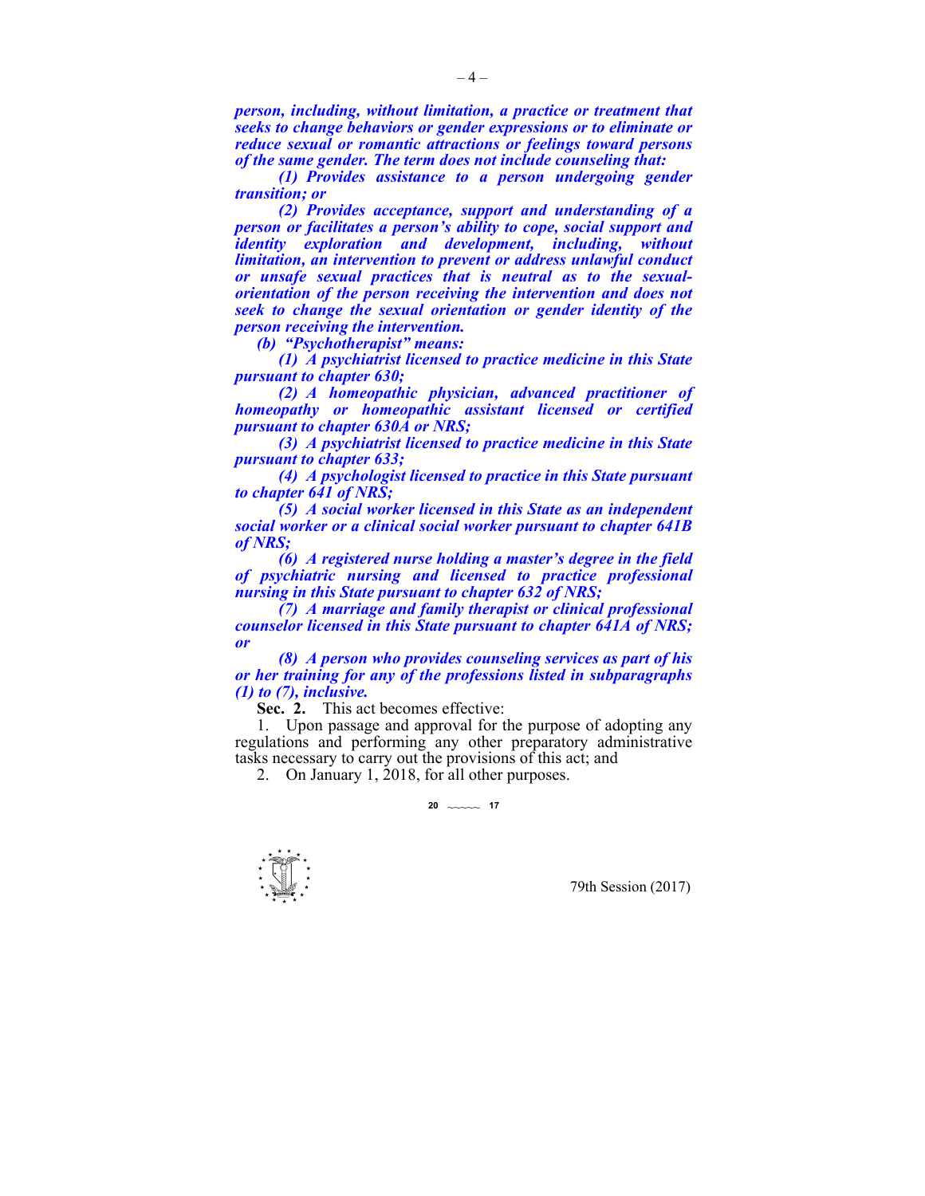***person, including, without limitation, a practice or treatment that seeks to change behaviors or gender expressions or to eliminate or reduce sexual or romantic attractions or feelings toward persons of the same gender. The term does not include counseling that:***

***(1) Provides assistance to a person undergoing gender transition; or***

***(2) Provides acceptance, support and understanding of a person or facilitates a person's ability to cope, social support and identity exploration and development, including, without limitation, an intervention to prevent or address unlawful conduct or unsafe sexual practices that is neutral as to the sexual-orientation of the person receiving the intervention and does not seek to change the sexual orientation or gender identity of the person receiving the intervention.***

***(b) "Psychotherapist" means:***

***(1) A psychiatrist licensed to practice medicine in this State pursuant to chapter 630;***

***(2) A homeopathic physician, advanced practitioner of homeopathy or homeopathic assistant licensed or certified pursuant to chapter 630A or NRS;***

***(3) A psychiatrist licensed to practice medicine in this State pursuant to chapter 633;***

***(4) A psychologist licensed to practice in this State pursuant to chapter 641 of NRS;***

***(5) A social worker licensed in this State as an independent social worker or a clinical social worker pursuant to chapter 641B of NRS;***

***(6) A registered nurse holding a master's degree in the field of psychiatric nursing and licensed to practice professional nursing in this State pursuant to chapter 632 of NRS;***

***(7) A marriage and family therapist or clinical professional counselor licensed in this State pursuant to chapter 641A of NRS; or***

***(8) A person who provides counseling services as part of his or her training for any of the professions listed in subparagraphs (1) to (7), inclusive.***

**Sec. 2.** This act becomes effective:

1. Upon passage and approval for the purpose of adopting any regulations and performing any other preparatory administrative tasks necessary to carry out the provisions of this act; and

2. On January 1, 2018, for all other purposes.

20 ~~~~~ 17